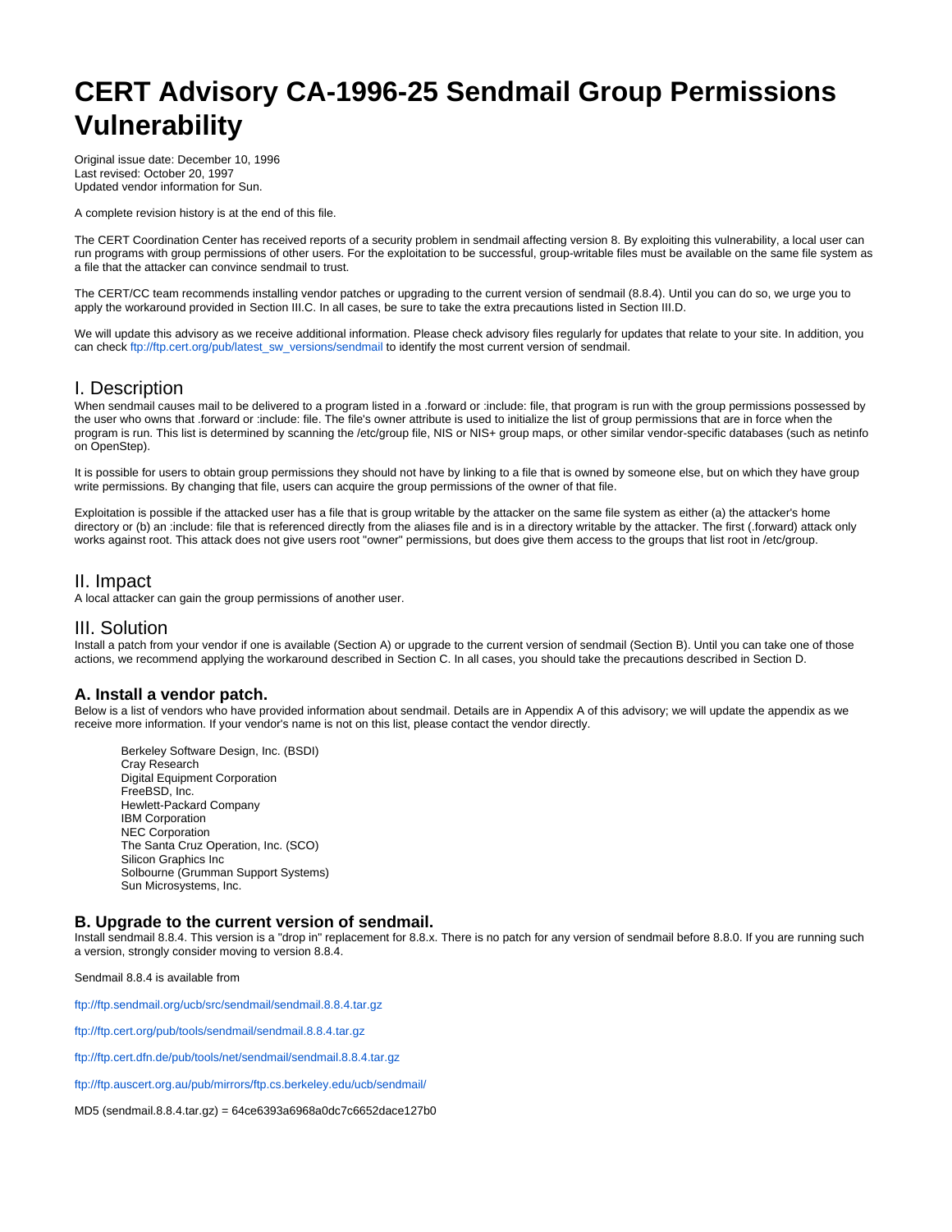# CERT Advisory CA-1996-25 Sendmail Group Permissions Vulnerability

Original issue date: December 10, 1996
Last revised: October 20, 1997
Updated vendor information for Sun.

A complete revision history is at the end of this file.

The CERT Coordination Center has received reports of a security problem in sendmail affecting version 8. By exploiting this vulnerability, a local user can run programs with group permissions of other users. For the exploitation to be successful, group-writable files must be available on the same file system as a file that the attacker can convince sendmail to trust.

The CERT/CC team recommends installing vendor patches or upgrading to the current version of sendmail (8.8.4). Until you can do so, we urge you to apply the workaround provided in Section III.C. In all cases, be sure to take the extra precautions listed in Section III.D.

We will update this advisory as we receive additional information. Please check advisory files regularly for updates that relate to your site. In addition, you can check ftp://ftp.cert.org/pub/latest_sw_versions/sendmail to identify the most current version of sendmail.

## I. Description

When sendmail causes mail to be delivered to a program listed in a .forward or :include: file, that program is run with the group permissions possessed by the user who owns that .forward or :include: file. The file's owner attribute is used to initialize the list of group permissions that are in force when the program is run. This list is determined by scanning the /etc/group file, NIS or NIS+ group maps, or other similar vendor-specific databases (such as netinfo on OpenStep).

It is possible for users to obtain group permissions they should not have by linking to a file that is owned by someone else, but on which they have group write permissions. By changing that file, users can acquire the group permissions of the owner of that file.

Exploitation is possible if the attacked user has a file that is group writable by the attacker on the same file system as either (a) the attacker's home directory or (b) an :include: file that is referenced directly from the aliases file and is in a directory writable by the attacker. The first (.forward) attack only works against root. This attack does not give users root "owner" permissions, but does give them access to the groups that list root in /etc/group.

## II. Impact

A local attacker can gain the group permissions of another user.

## III. Solution

Install a patch from your vendor if one is available (Section A) or upgrade to the current version of sendmail (Section B). Until you can take one of those actions, we recommend applying the workaround described in Section C. In all cases, you should take the precautions described in Section D.

### A. Install a vendor patch.

Below is a list of vendors who have provided information about sendmail. Details are in Appendix A of this advisory; we will update the appendix as we receive more information. If your vendor's name is not on this list, please contact the vendor directly.

- Berkeley Software Design, Inc. (BSDI)
- Cray Research
- Digital Equipment Corporation
- FreeBSD, Inc.
- Hewlett-Packard Company
- IBM Corporation
- NEC Corporation
- The Santa Cruz Operation, Inc. (SCO)
- Silicon Graphics Inc
- Solbourne (Grumman Support Systems)
- Sun Microsystems, Inc.

### B. Upgrade to the current version of sendmail.

Install sendmail 8.8.4. This version is a "drop in" replacement for 8.8.x. There is no patch for any version of sendmail before 8.8.0. If you are running such a version, strongly consider moving to version 8.8.4.

Sendmail 8.8.4 is available from

ftp://ftp.sendmail.org/ucb/src/sendmail/sendmail.8.8.4.tar.gz

ftp://ftp.cert.org/pub/tools/sendmail/sendmail.8.8.4.tar.gz

ftp://ftp.cert.dfn.de/pub/tools/net/sendmail/sendmail.8.8.4.tar.gz

ftp://ftp.auscert.org.au/pub/mirrors/ftp.cs.berkeley.edu/ucb/sendmail/

MD5 (sendmail.8.8.4.tar.gz) = 64ce6393a6968a0dc7c6652dace127b0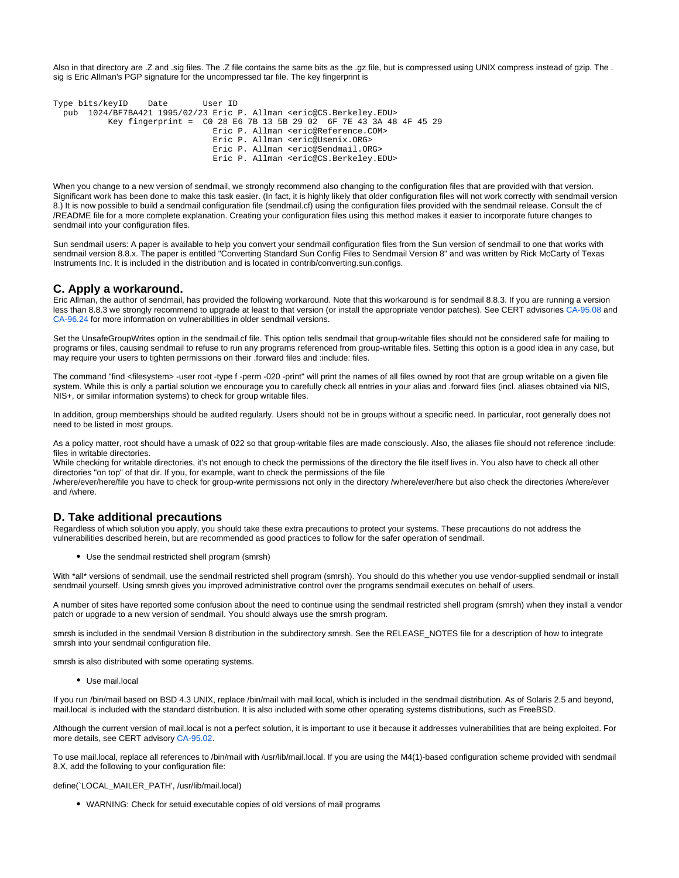Also in that directory are .Z and .sig files. The .Z file contains the same bits as the .gz file, but is compressed using UNIX compress instead of gzip. The .sig is Eric Allman's PGP signature for the uncompressed tar file. The key fingerprint is

```
Type bits/keyID    Date       User ID
  pub  1024/BF7BA421 1995/02/23 Eric P. Allman <eric@CS.Berkeley.EDU>
           Key fingerprint =  C0 28 E6 7B 13 5B 29 02  6F 7E 43 3A 48 4F 45 29
                              Eric P. Allman <eric@Reference.COM>
                              Eric P. Allman <eric@Usenix.ORG>
                              Eric P. Allman <eric@Sendmail.ORG>
                              Eric P. Allman <eric@CS.Berkeley.EDU>
```

When you change to a new version of sendmail, we strongly recommend also changing to the configuration files that are provided with that version. Significant work has been done to make this task easier. (In fact, it is highly likely that older configuration files will not work correctly with sendmail version 8.) It is now possible to build a sendmail configuration file (sendmail.cf) using the configuration files provided with the sendmail release. Consult the cf/README file for a more complete explanation. Creating your configuration files using this method makes it easier to incorporate future changes to sendmail into your configuration files.

Sun sendmail users: A paper is available to help you convert your sendmail configuration files from the Sun version of sendmail to one that works with sendmail version 8.8.x. The paper is entitled "Converting Standard Sun Config Files to Sendmail Version 8" and was written by Rick McCarty of Texas Instruments Inc. It is included in the distribution and is located in contrib/converting.sun.configs.

## C. Apply a workaround.

Eric Allman, the author of sendmail, has provided the following workaround. Note that this workaround is for sendmail 8.8.3. If you are running a version less than 8.8.3 we strongly recommend to upgrade at least to that version (or install the appropriate vendor patches). See CERT advisories CA-95.08 and CA-96.24 for more information on vulnerabilities in older sendmail versions.

Set the UnsafeGroupWrites option in the sendmail.cf file. This option tells sendmail that group-writable files should not be considered safe for mailing to programs or files, causing sendmail to refuse to run any programs referenced from group-writable files. Setting this option is a good idea in any case, but may require your users to tighten permissions on their .forward files and :include: files.

The command "find <filesystem> -user root -type f -perm -020 -print" will print the names of all files owned by root that are group writable on a given file system. While this is only a partial solution we encourage you to carefully check all entries in your alias and .forward files (incl. aliases obtained via NIS, NIS+, or similar information systems) to check for group writable files.

In addition, group memberships should be audited regularly. Users should not be in groups without a specific need. In particular, root generally does not need to be listed in most groups.

As a policy matter, root should have a umask of 022 so that group-writable files are made consciously. Also, the aliases file should not reference :include: files in writable directories.
While checking for writable directories, it's not enough to check the permissions of the directory the file itself lives in. You also have to check all other directories "on top" of that dir. If you, for example, want to check the permissions of the file /where/ever/here/file you have to check for group-write permissions not only in the directory /where/ever/here but also check the directories /where/ever and /where.

## D. Take additional precautions

Regardless of which solution you apply, you should take these extra precautions to protect your systems. These precautions do not address the vulnerabilities described herein, but are recommended as good practices to follow for the safer operation of sendmail.

- Use the sendmail restricted shell program (smrsh)

With *all* versions of sendmail, use the sendmail restricted shell program (smrsh). You should do this whether you use vendor-supplied sendmail or install sendmail yourself. Using smrsh gives you improved administrative control over the programs sendmail executes on behalf of users.

A number of sites have reported some confusion about the need to continue using the sendmail restricted shell program (smrsh) when they install a vendor patch or upgrade to a new version of sendmail. You should always use the smrsh program.

smrsh is included in the sendmail Version 8 distribution in the subdirectory smrsh. See the RELEASE_NOTES file for a description of how to integrate smrsh into your sendmail configuration file.

smrsh is also distributed with some operating systems.

- Use mail.local

If you run /bin/mail based on BSD 4.3 UNIX, replace /bin/mail with mail.local, which is included in the sendmail distribution. As of Solaris 2.5 and beyond, mail.local is included with the standard distribution. It is also included with some other operating systems distributions, such as FreeBSD.

Although the current version of mail.local is not a perfect solution, it is important to use it because it addresses vulnerabilities that are being exploited. For more details, see CERT advisory CA-95.02.

To use mail.local, replace all references to /bin/mail with /usr/lib/mail.local. If you are using the M4(1)-based configuration scheme provided with sendmail 8.X, add the following to your configuration file:

define(`LOCAL_MAILER_PATH', /usr/lib/mail.local)

- WARNING: Check for setuid executable copies of old versions of mail programs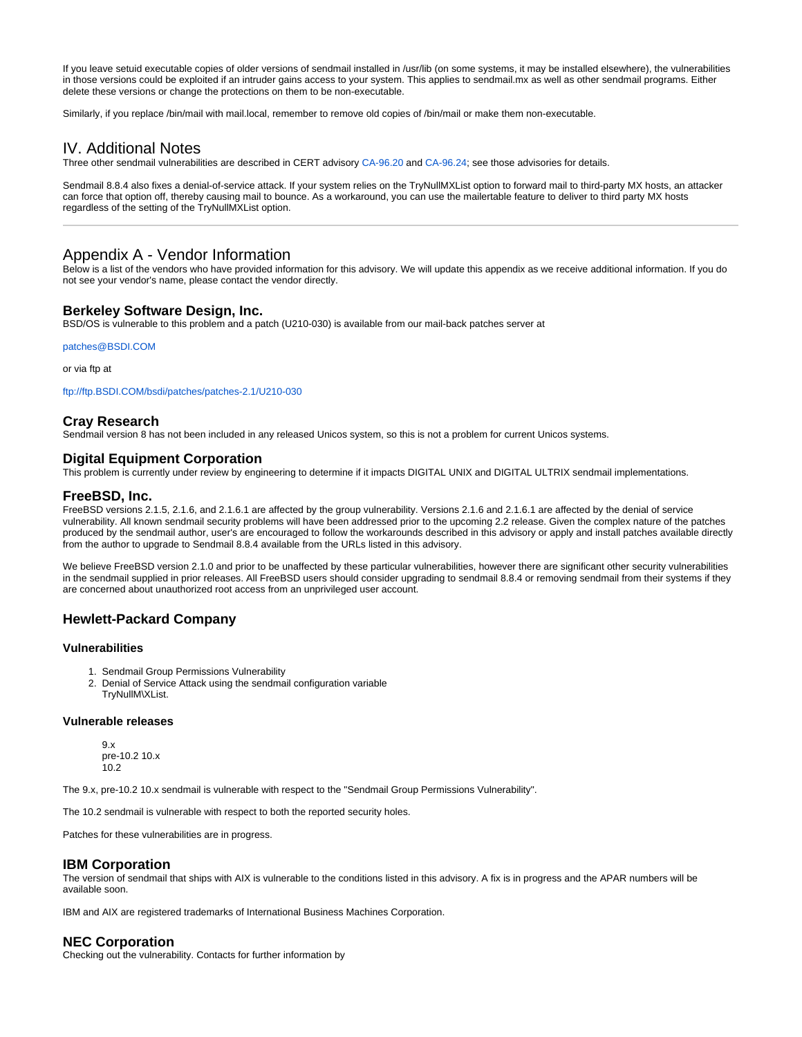If you leave setuid executable copies of older versions of sendmail installed in /usr/lib (on some systems, it may be installed elsewhere), the vulnerabilities in those versions could be exploited if an intruder gains access to your system. This applies to sendmail.mx as well as other sendmail programs. Either delete these versions or change the protections on them to be non-executable.

Similarly, if you replace /bin/mail with mail.local, remember to remove old copies of /bin/mail or make them non-executable.

## IV. Additional Notes

Three other sendmail vulnerabilities are described in CERT advisory CA-96.20 and CA-96.24; see those advisories for details.

Sendmail 8.8.4 also fixes a denial-of-service attack. If your system relies on the TryNullMXList option to forward mail to third-party MX hosts, an attacker can force that option off, thereby causing mail to bounce. As a workaround, you can use the mailertable feature to deliver to third party MX hosts regardless of the setting of the TryNullMXList option.

---

## Appendix A - Vendor Information

Below is a list of the vendors who have provided information for this advisory. We will update this appendix as we receive additional information. If you do not see your vendor's name, please contact the vendor directly.

### Berkeley Software Design, Inc.

BSD/OS is vulnerable to this problem and a patch (U210-030) is available from our mail-back patches server at

patches@BSDI.COM

or via ftp at

ftp://ftp.BSDI.COM/bsdi/patches/patches-2.1/U210-030

### Cray Research

Sendmail version 8 has not been included in any released Unicos system, so this is not a problem for current Unicos systems.

### Digital Equipment Corporation

This problem is currently under review by engineering to determine if it impacts DIGITAL UNIX and DIGITAL ULTRIX sendmail implementations.

### FreeBSD, Inc.

FreeBSD versions 2.1.5, 2.1.6, and 2.1.6.1 are affected by the group vulnerability. Versions 2.1.6 and 2.1.6.1 are affected by the denial of service vulnerability. All known sendmail security problems will have been addressed prior to the upcoming 2.2 release. Given the complex nature of the patches produced by the sendmail author, user's are encouraged to follow the workarounds described in this advisory or apply and install patches available directly from the author to upgrade to Sendmail 8.8.4 available from the URLs listed in this advisory.

We believe FreeBSD version 2.1.0 and prior to be unaffected by these particular vulnerabilities, however there are significant other security vulnerabilities in the sendmail supplied in prior releases. All FreeBSD users should consider upgrading to sendmail 8.8.4 or removing sendmail from their systems if they are concerned about unauthorized root access from an unprivileged user account.

### Hewlett-Packard Company

#### Vulnerabilities

1. Sendmail Group Permissions Vulnerability
2. Denial of Service Attack using the sendmail configuration variable TryNullM\XList.

#### Vulnerable releases

```
9.x
pre-10.2 10.x
10.2
```

The 9.x, pre-10.2 10.x sendmail is vulnerable with respect to the "Sendmail Group Permissions Vulnerability".

The 10.2 sendmail is vulnerable with respect to both the reported security holes.

Patches for these vulnerabilities are in progress.

### IBM Corporation

The version of sendmail that ships with AIX is vulnerable to the conditions listed in this advisory. A fix is in progress and the APAR numbers will be available soon.

IBM and AIX are registered trademarks of International Business Machines Corporation.

### NEC Corporation

Checking out the vulnerability. Contacts for further information by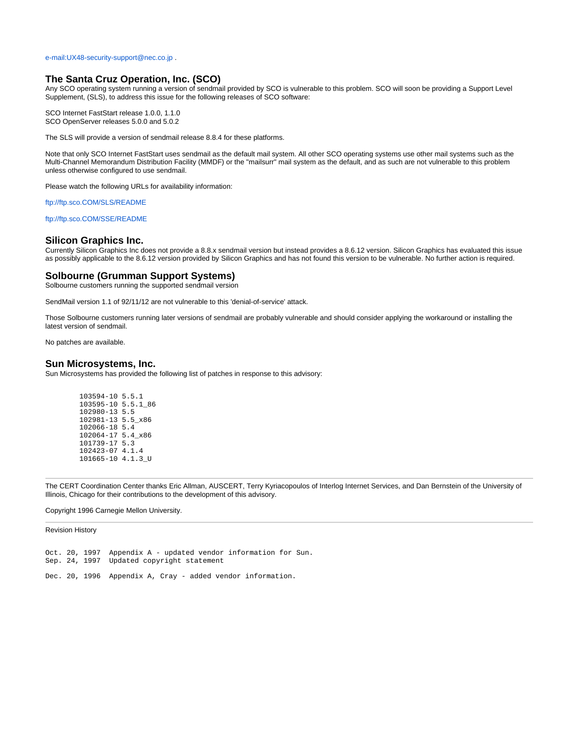e-mail:UX48-security-support@nec.co.jp .

## The Santa Cruz Operation, Inc. (SCO)

Any SCO operating system running a version of sendmail provided by SCO is vulnerable to this problem. SCO will soon be providing a Support Level Supplement, (SLS), to address this issue for the following releases of SCO software:

SCO Internet FastStart release 1.0.0, 1.1.0
SCO OpenServer releases 5.0.0 and 5.0.2

The SLS will provide a version of sendmail release 8.8.4 for these platforms.

Note that only SCO Internet FastStart uses sendmail as the default mail system. All other SCO operating systems use other mail systems such as the Multi-Channel Memorandum Distribution Facility (MMDF) or the "mailsurr" mail system as the default, and as such are not vulnerable to this problem unless otherwise configured to use sendmail.

Please watch the following URLs for availability information:

ftp://ftp.sco.COM/SLS/README

ftp://ftp.sco.COM/SSE/README

## Silicon Graphics Inc.

Currently Silicon Graphics Inc does not provide a 8.8.x sendmail version but instead provides a 8.6.12 version. Silicon Graphics has evaluated this issue as possibly applicable to the 8.6.12 version provided by Silicon Graphics and has not found this version to be vulnerable. No further action is required.

## Solbourne (Grumman Support Systems)

Solbourne customers running the supported sendmail version

SendMail version 1.1 of 92/11/12 are not vulnerable to this 'denial-of-service' attack.

Those Solbourne customers running later versions of sendmail are probably vulnerable and should consider applying the workaround or installing the latest version of sendmail.

No patches are available.

## Sun Microsystems, Inc.

Sun Microsystems has provided the following list of patches in response to this advisory:

```
        103594-10 5.5.1
        103595-10 5.5.1_86
        102980-13 5.5
        102981-13 5.5_x86
        102066-18 5.4
        102064-17 5.4_x86
        101739-17 5.3
        102423-07 4.1.4
        101665-10 4.1.3_U
```

---

The CERT Coordination Center thanks Eric Allman, AUSCERT, Terry Kyriacopoulos of Interlog Internet Services, and Dan Bernstein of the University of Illinois, Chicago for their contributions to the development of this advisory.

Copyright 1996 Carnegie Mellon University.

---

Revision History

```
Oct. 20, 1997  Appendix A - updated vendor information for Sun.
Sep. 24, 1997  Updated copyright statement

Dec. 20, 1996  Appendix A, Cray - added vendor information.
```